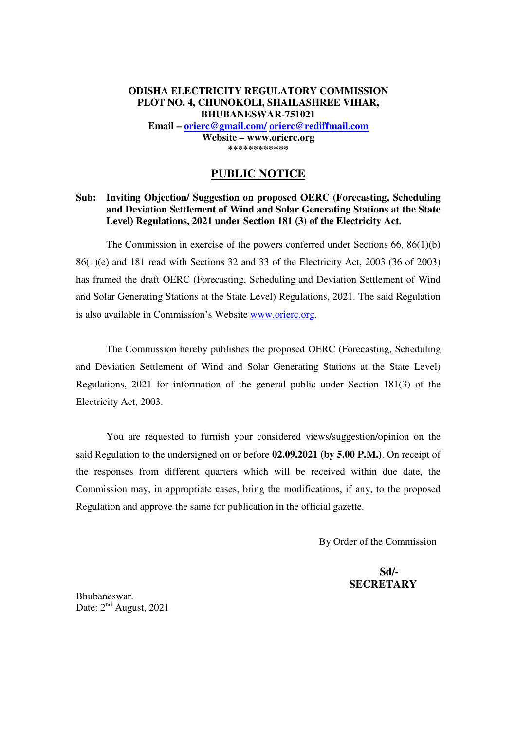**ODISHA ELECTRICITY REGULATORY COMMISSION**
**PLOT NO. 4, CHUNOKOLI, SHAILASHREE VIHAR,**
**BHUBANESWAR-751021**
**Email – orierc@gmail.com/ orierc@rediffmail.com**
**Website – www.orierc.org**
************

# PUBLIC NOTICE

**Sub: Inviting Objection/ Suggestion on proposed OERC (Forecasting, Scheduling and Deviation Settlement of Wind and Solar Generating Stations at the State Level) Regulations, 2021 under Section 181 (3) of the Electricity Act.**

The Commission in exercise of the powers conferred under Sections 66, 86(1)(b) 86(1)(e) and 181 read with Sections 32 and 33 of the Electricity Act, 2003 (36 of 2003) has framed the draft OERC (Forecasting, Scheduling and Deviation Settlement of Wind and Solar Generating Stations at the State Level) Regulations, 2021. The said Regulation is also available in Commission's Website www.orierc.org.

The Commission hereby publishes the proposed OERC (Forecasting, Scheduling and Deviation Settlement of Wind and Solar Generating Stations at the State Level) Regulations, 2021 for information of the general public under Section 181(3) of the Electricity Act, 2003.

You are requested to furnish your considered views/suggestion/opinion on the said Regulation to the undersigned on or before **02.09.2021 (by 5.00 P.M.)**. On receipt of the responses from different quarters which will be received within due date, the Commission may, in appropriate cases, bring the modifications, if any, to the proposed Regulation and approve the same for publication in the official gazette.

By Order of the Commission

**Sd/-**
**SECRETARY**

Bhubaneswar.
Date: 2nd August, 2021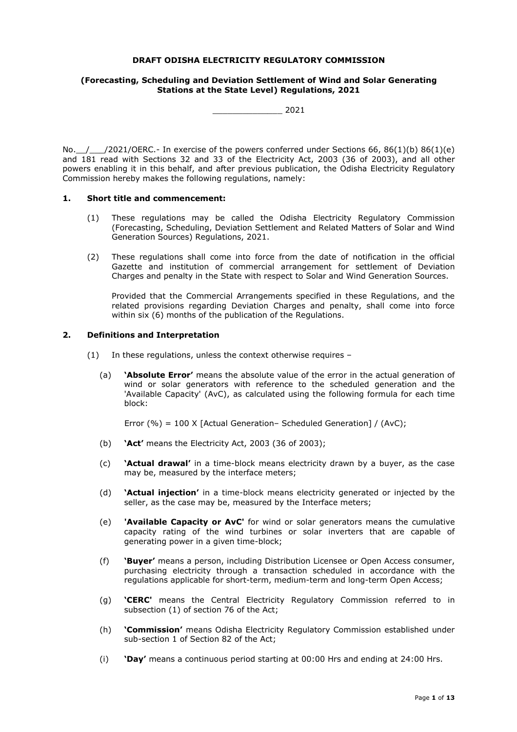**DRAFT ODISHA ELECTRICITY REGULATORY COMMISSION**

**(Forecasting, Scheduling and Deviation Settlement of Wind and Solar Generating Stations at the State Level) Regulations, 2021**

_____________ 2021

No.__/___/2021/OERC.- In exercise of the powers conferred under Sections 66, 86(1)(b) 86(1)(e) and 181 read with Sections 32 and 33 of the Electricity Act, 2003 (36 of 2003), and all other powers enabling it in this behalf, and after previous publication, the Odisha Electricity Regulatory Commission hereby makes the following regulations, namely:

**1. Short title and commencement:**

(1) These regulations may be called the Odisha Electricity Regulatory Commission (Forecasting, Scheduling, Deviation Settlement and Related Matters of Solar and Wind Generation Sources) Regulations, 2021.

(2) These regulations shall come into force from the date of notification in the official Gazette and institution of commercial arrangement for settlement of Deviation Charges and penalty in the State with respect to Solar and Wind Generation Sources.

Provided that the Commercial Arrangements specified in these Regulations, and the related provisions regarding Deviation Charges and penalty, shall come into force within six (6) months of the publication of the Regulations.

**2. Definitions and Interpretation**

(1) In these regulations, unless the context otherwise requires –

(a) **'Absolute Error'** means the absolute value of the error in the actual generation of wind or solar generators with reference to the scheduled generation and the 'Available Capacity' (AvC), as calculated using the following formula for each time block:

Error (%) = 100 X [Actual Generation– Scheduled Generation] / (AvC);

(b) **'Act'** means the Electricity Act, 2003 (36 of 2003);

(c) **'Actual drawal'** in a time-block means electricity drawn by a buyer, as the case may be, measured by the interface meters;

(d) **'Actual injection'** in a time-block means electricity generated or injected by the seller, as the case may be, measured by the Interface meters;

(e) **'Available Capacity or AvC'** for wind or solar generators means the cumulative capacity rating of the wind turbines or solar inverters that are capable of generating power in a given time-block;

(f) **'Buyer'** means a person, including Distribution Licensee or Open Access consumer, purchasing electricity through a transaction scheduled in accordance with the regulations applicable for short-term, medium-term and long-term Open Access;

(g) **'CERC'** means the Central Electricity Regulatory Commission referred to in subsection (1) of section 76 of the Act;

(h) **'Commission'** means Odisha Electricity Regulatory Commission established under sub-section 1 of Section 82 of the Act;

(i) **'Day'** means a continuous period starting at 00:00 Hrs and ending at 24:00 Hrs.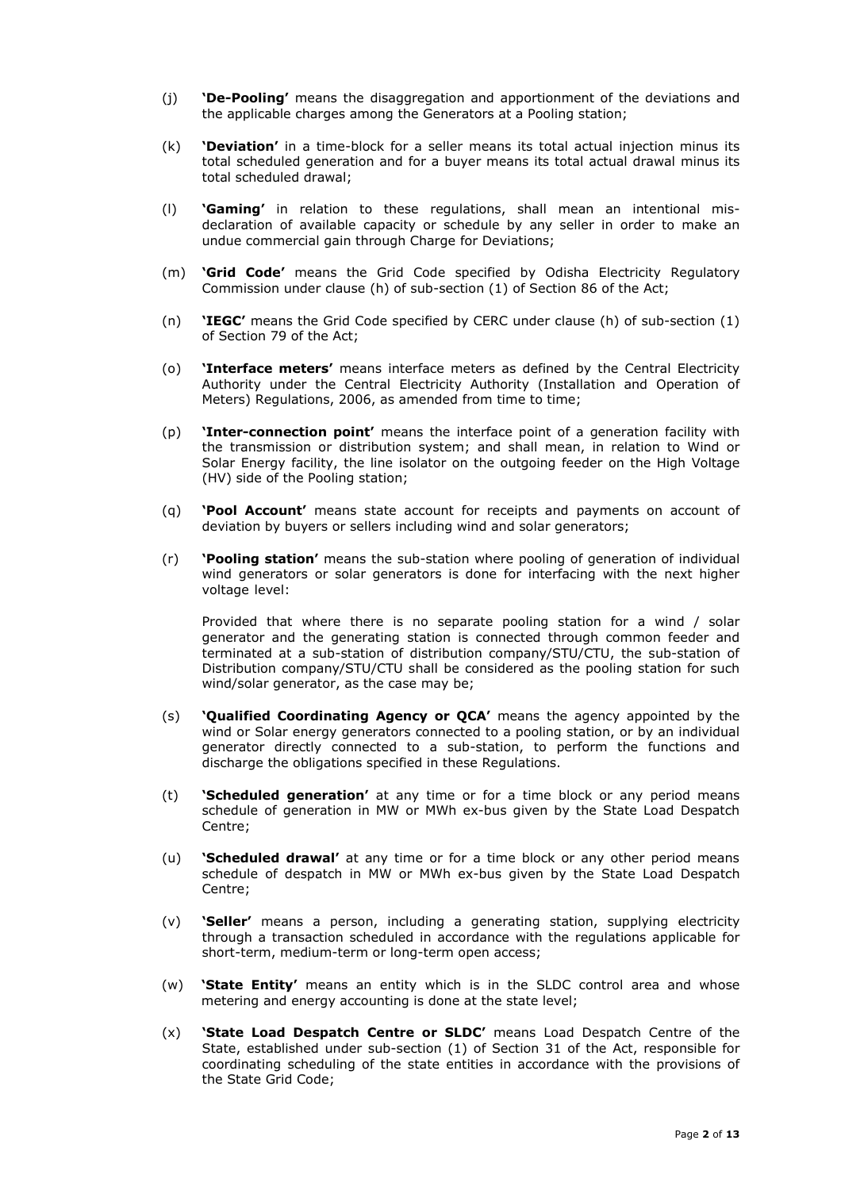(j) **'De-Pooling'** means the disaggregation and apportionment of the deviations and the applicable charges among the Generators at a Pooling station;

(k) **'Deviation'** in a time-block for a seller means its total actual injection minus its total scheduled generation and for a buyer means its total actual drawal minus its total scheduled drawal;

(l) **'Gaming'** in relation to these regulations, shall mean an intentional mis-declaration of available capacity or schedule by any seller in order to make an undue commercial gain through Charge for Deviations;

(m) **'Grid Code'** means the Grid Code specified by Odisha Electricity Regulatory Commission under clause (h) of sub-section (1) of Section 86 of the Act;

(n) **'IEGC'** means the Grid Code specified by CERC under clause (h) of sub-section (1) of Section 79 of the Act;

(o) **'Interface meters'** means interface meters as defined by the Central Electricity Authority under the Central Electricity Authority (Installation and Operation of Meters) Regulations, 2006, as amended from time to time;

(p) **'Inter-connection point'** means the interface point of a generation facility with the transmission or distribution system; and shall mean, in relation to Wind or Solar Energy facility, the line isolator on the outgoing feeder on the High Voltage (HV) side of the Pooling station;

(q) **'Pool Account'** means state account for receipts and payments on account of deviation by buyers or sellers including wind and solar generators;

(r) **'Pooling station'** means the sub-station where pooling of generation of individual wind generators or solar generators is done for interfacing with the next higher voltage level:

Provided that where there is no separate pooling station for a wind / solar generator and the generating station is connected through common feeder and terminated at a sub-station of distribution company/STU/CTU, the sub-station of Distribution company/STU/CTU shall be considered as the pooling station for such wind/solar generator, as the case may be;

(s) **'Qualified Coordinating Agency or QCA'** means the agency appointed by the wind or Solar energy generators connected to a pooling station, or by an individual generator directly connected to a sub-station, to perform the functions and discharge the obligations specified in these Regulations.

(t) **'Scheduled generation'** at any time or for a time block or any period means schedule of generation in MW or MWh ex-bus given by the State Load Despatch Centre;

(u) **'Scheduled drawal'** at any time or for a time block or any other period means schedule of despatch in MW or MWh ex-bus given by the State Load Despatch Centre;

(v) **'Seller'** means a person, including a generating station, supplying electricity through a transaction scheduled in accordance with the regulations applicable for short-term, medium-term or long-term open access;

(w) **'State Entity'** means an entity which is in the SLDC control area and whose metering and energy accounting is done at the state level;

(x) **'State Load Despatch Centre or SLDC'** means Load Despatch Centre of the State, established under sub-section (1) of Section 31 of the Act, responsible for coordinating scheduling of the state entities in accordance with the provisions of the State Grid Code;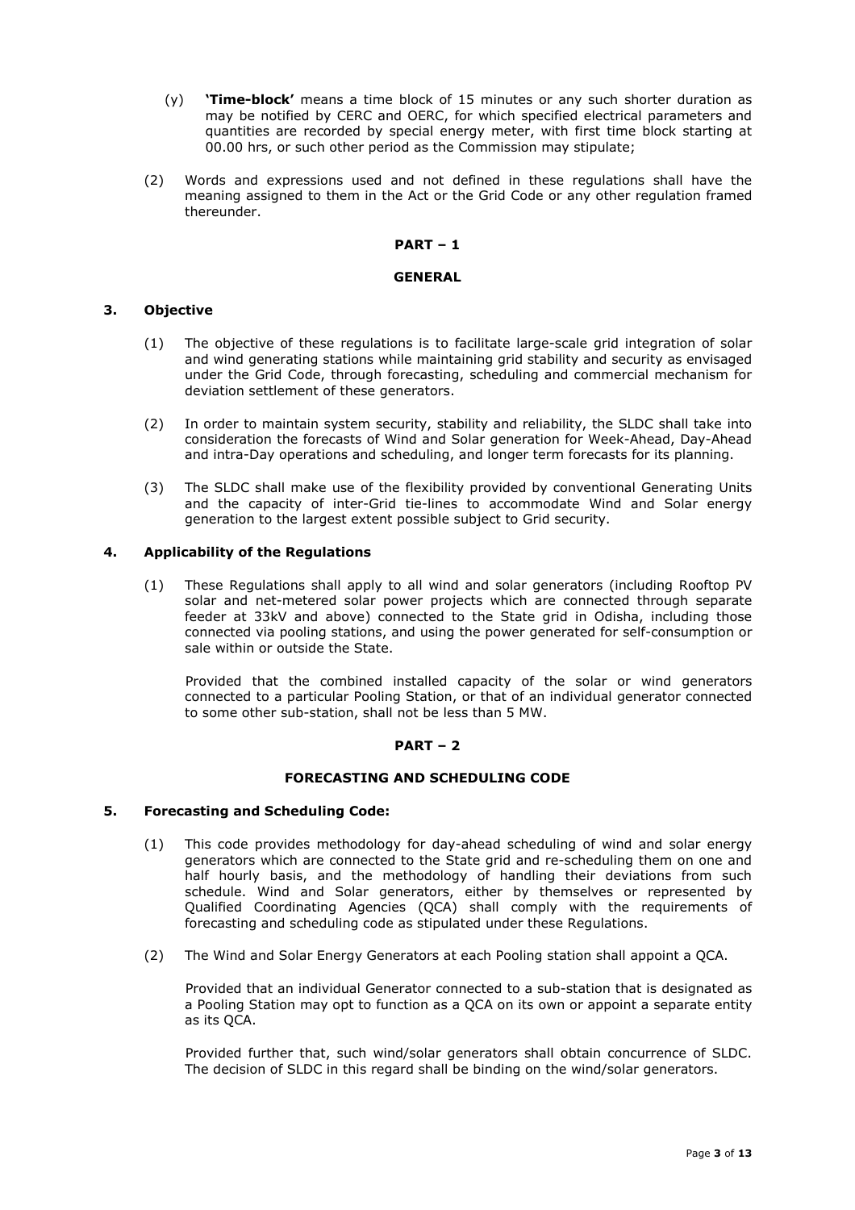(y) **'Time-block'** means a time block of 15 minutes or any such shorter duration as may be notified by CERC and OERC, for which specified electrical parameters and quantities are recorded by special energy meter, with first time block starting at 00.00 hrs, or such other period as the Commission may stipulate;

(2) Words and expressions used and not defined in these regulations shall have the meaning assigned to them in the Act or the Grid Code or any other regulation framed thereunder.

## PART – 1

## GENERAL

### 3. Objective

(1) The objective of these regulations is to facilitate large-scale grid integration of solar and wind generating stations while maintaining grid stability and security as envisaged under the Grid Code, through forecasting, scheduling and commercial mechanism for deviation settlement of these generators.

(2) In order to maintain system security, stability and reliability, the SLDC shall take into consideration the forecasts of Wind and Solar generation for Week-Ahead, Day-Ahead and intra-Day operations and scheduling, and longer term forecasts for its planning.

(3) The SLDC shall make use of the flexibility provided by conventional Generating Units and the capacity of inter-Grid tie-lines to accommodate Wind and Solar energy generation to the largest extent possible subject to Grid security.

### 4. Applicability of the Regulations

(1) These Regulations shall apply to all wind and solar generators (including Rooftop PV solar and net-metered solar power projects which are connected through separate feeder at 33kV and above) connected to the State grid in Odisha, including those connected via pooling stations, and using the power generated for self-consumption or sale within or outside the State.

Provided that the combined installed capacity of the solar or wind generators connected to a particular Pooling Station, or that of an individual generator connected to some other sub-station, shall not be less than 5 MW.

## PART – 2

## FORECASTING AND SCHEDULING CODE

### 5. Forecasting and Scheduling Code:

(1) This code provides methodology for day-ahead scheduling of wind and solar energy generators which are connected to the State grid and re-scheduling them on one and half hourly basis, and the methodology of handling their deviations from such schedule. Wind and Solar generators, either by themselves or represented by Qualified Coordinating Agencies (QCA) shall comply with the requirements of forecasting and scheduling code as stipulated under these Regulations.

(2) The Wind and Solar Energy Generators at each Pooling station shall appoint a QCA.

Provided that an individual Generator connected to a sub-station that is designated as a Pooling Station may opt to function as a QCA on its own or appoint a separate entity as its QCA.

Provided further that, such wind/solar generators shall obtain concurrence of SLDC. The decision of SLDC in this regard shall be binding on the wind/solar generators.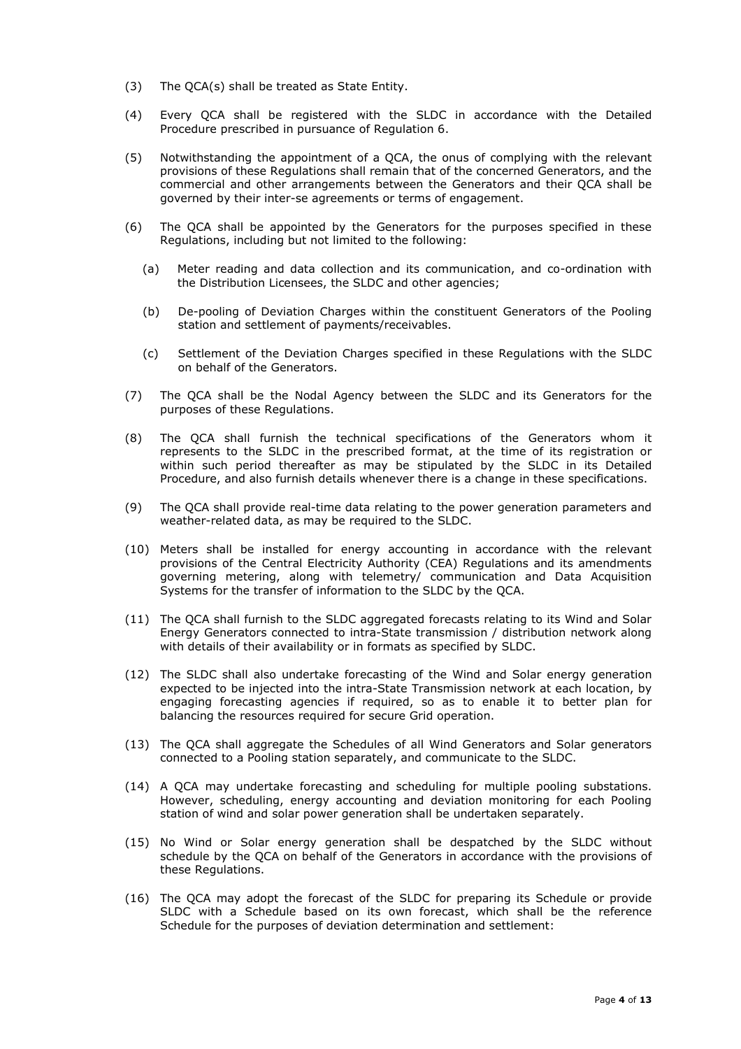(3) The QCA(s) shall be treated as State Entity.

(4) Every QCA shall be registered with the SLDC in accordance with the Detailed Procedure prescribed in pursuance of Regulation 6.

(5) Notwithstanding the appointment of a QCA, the onus of complying with the relevant provisions of these Regulations shall remain that of the concerned Generators, and the commercial and other arrangements between the Generators and their QCA shall be governed by their inter-se agreements or terms of engagement.

(6) The QCA shall be appointed by the Generators for the purposes specified in these Regulations, including but not limited to the following:

   (a) Meter reading and data collection and its communication, and co-ordination with the Distribution Licensees, the SLDC and other agencies;

   (b) De-pooling of Deviation Charges within the constituent Generators of the Pooling station and settlement of payments/receivables.

   (c) Settlement of the Deviation Charges specified in these Regulations with the SLDC on behalf of the Generators.

(7) The QCA shall be the Nodal Agency between the SLDC and its Generators for the purposes of these Regulations.

(8) The QCA shall furnish the technical specifications of the Generators whom it represents to the SLDC in the prescribed format, at the time of its registration or within such period thereafter as may be stipulated by the SLDC in its Detailed Procedure, and also furnish details whenever there is a change in these specifications.

(9) The QCA shall provide real-time data relating to the power generation parameters and weather-related data, as may be required to the SLDC.

(10) Meters shall be installed for energy accounting in accordance with the relevant provisions of the Central Electricity Authority (CEA) Regulations and its amendments governing metering, along with telemetry/ communication and Data Acquisition Systems for the transfer of information to the SLDC by the QCA.

(11) The QCA shall furnish to the SLDC aggregated forecasts relating to its Wind and Solar Energy Generators connected to intra-State transmission / distribution network along with details of their availability or in formats as specified by SLDC.

(12) The SLDC shall also undertake forecasting of the Wind and Solar energy generation expected to be injected into the intra-State Transmission network at each location, by engaging forecasting agencies if required, so as to enable it to better plan for balancing the resources required for secure Grid operation.

(13) The QCA shall aggregate the Schedules of all Wind Generators and Solar generators connected to a Pooling station separately, and communicate to the SLDC.

(14) A QCA may undertake forecasting and scheduling for multiple pooling substations. However, scheduling, energy accounting and deviation monitoring for each Pooling station of wind and solar power generation shall be undertaken separately.

(15) No Wind or Solar energy generation shall be despatched by the SLDC without schedule by the QCA on behalf of the Generators in accordance with the provisions of these Regulations.

(16) The QCA may adopt the forecast of the SLDC for preparing its Schedule or provide SLDC with a Schedule based on its own forecast, which shall be the reference Schedule for the purposes of deviation determination and settlement: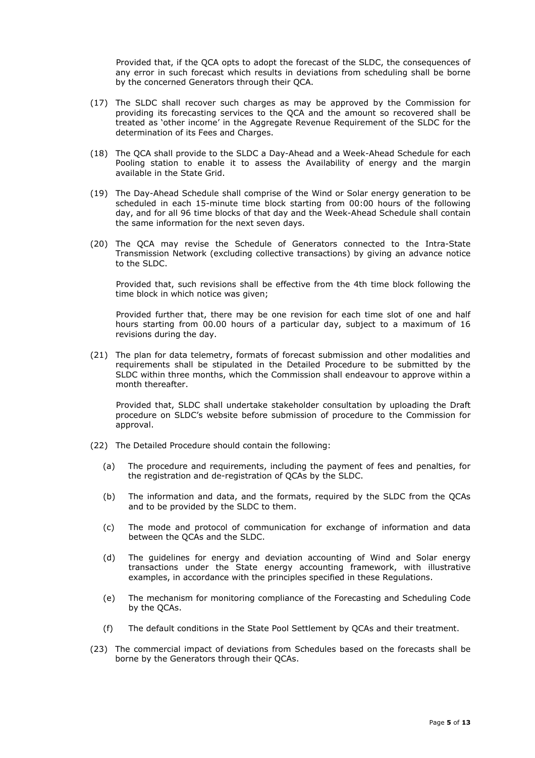Provided that, if the QCA opts to adopt the forecast of the SLDC, the consequences of any error in such forecast which results in deviations from scheduling shall be borne by the concerned Generators through their QCA.

(17) The SLDC shall recover such charges as may be approved by the Commission for providing its forecasting services to the QCA and the amount so recovered shall be treated as 'other income' in the Aggregate Revenue Requirement of the SLDC for the determination of its Fees and Charges.

(18) The QCA shall provide to the SLDC a Day-Ahead and a Week-Ahead Schedule for each Pooling station to enable it to assess the Availability of energy and the margin available in the State Grid.

(19) The Day-Ahead Schedule shall comprise of the Wind or Solar energy generation to be scheduled in each 15-minute time block starting from 00:00 hours of the following day, and for all 96 time blocks of that day and the Week-Ahead Schedule shall contain the same information for the next seven days.

(20) The QCA may revise the Schedule of Generators connected to the Intra-State Transmission Network (excluding collective transactions) by giving an advance notice to the SLDC.

Provided that, such revisions shall be effective from the 4th time block following the time block in which notice was given;

Provided further that, there may be one revision for each time slot of one and half hours starting from 00.00 hours of a particular day, subject to a maximum of 16 revisions during the day.

(21) The plan for data telemetry, formats of forecast submission and other modalities and requirements shall be stipulated in the Detailed Procedure to be submitted by the SLDC within three months, which the Commission shall endeavour to approve within a month thereafter.

Provided that, SLDC shall undertake stakeholder consultation by uploading the Draft procedure on SLDC's website before submission of procedure to the Commission for approval.

(22) The Detailed Procedure should contain the following:

(a) The procedure and requirements, including the payment of fees and penalties, for the registration and de-registration of QCAs by the SLDC.

(b) The information and data, and the formats, required by the SLDC from the QCAs and to be provided by the SLDC to them.

(c) The mode and protocol of communication for exchange of information and data between the QCAs and the SLDC.

(d) The guidelines for energy and deviation accounting of Wind and Solar energy transactions under the State energy accounting framework, with illustrative examples, in accordance with the principles specified in these Regulations.

(e) The mechanism for monitoring compliance of the Forecasting and Scheduling Code by the QCAs.

(f) The default conditions in the State Pool Settlement by QCAs and their treatment.

(23) The commercial impact of deviations from Schedules based on the forecasts shall be borne by the Generators through their QCAs.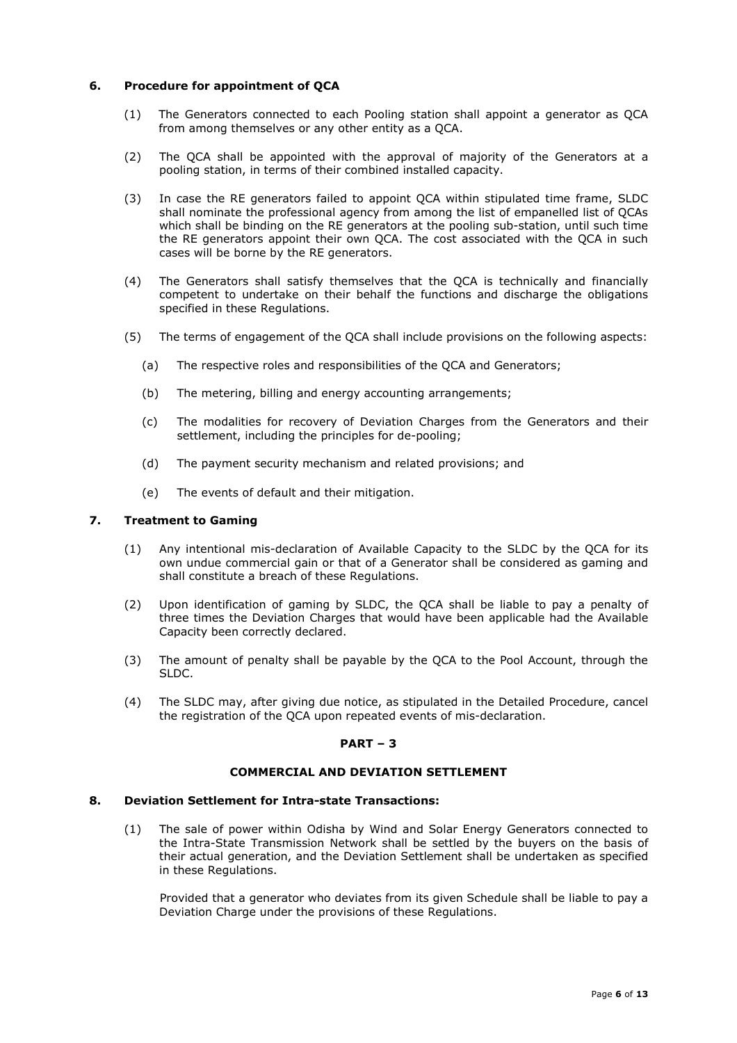**6. Procedure for appointment of QCA**

(1) The Generators connected to each Pooling station shall appoint a generator as QCA from among themselves or any other entity as a QCA.

(2) The QCA shall be appointed with the approval of majority of the Generators at a pooling station, in terms of their combined installed capacity.

(3) In case the RE generators failed to appoint QCA within stipulated time frame, SLDC shall nominate the professional agency from among the list of empanelled list of QCAs which shall be binding on the RE generators at the pooling sub-station, until such time the RE generators appoint their own QCA. The cost associated with the QCA in such cases will be borne by the RE generators.

(4) The Generators shall satisfy themselves that the QCA is technically and financially competent to undertake on their behalf the functions and discharge the obligations specified in these Regulations.

(5) The terms of engagement of the QCA shall include provisions on the following aspects:

(a) The respective roles and responsibilities of the QCA and Generators;

(b) The metering, billing and energy accounting arrangements;

(c) The modalities for recovery of Deviation Charges from the Generators and their settlement, including the principles for de-pooling;

(d) The payment security mechanism and related provisions; and

(e) The events of default and their mitigation.

**7. Treatment to Gaming**

(1) Any intentional mis-declaration of Available Capacity to the SLDC by the QCA for its own undue commercial gain or that of a Generator shall be considered as gaming and shall constitute a breach of these Regulations.

(2) Upon identification of gaming by SLDC, the QCA shall be liable to pay a penalty of three times the Deviation Charges that would have been applicable had the Available Capacity been correctly declared.

(3) The amount of penalty shall be payable by the QCA to the Pool Account, through the SLDC.

(4) The SLDC may, after giving due notice, as stipulated in the Detailed Procedure, cancel the registration of the QCA upon repeated events of mis-declaration.

## PART – 3

## COMMERCIAL AND DEVIATION SETTLEMENT

**8. Deviation Settlement for Intra-state Transactions:**

(1) The sale of power within Odisha by Wind and Solar Energy Generators connected to the Intra-State Transmission Network shall be settled by the buyers on the basis of their actual generation, and the Deviation Settlement shall be undertaken as specified in these Regulations.

Provided that a generator who deviates from its given Schedule shall be liable to pay a Deviation Charge under the provisions of these Regulations.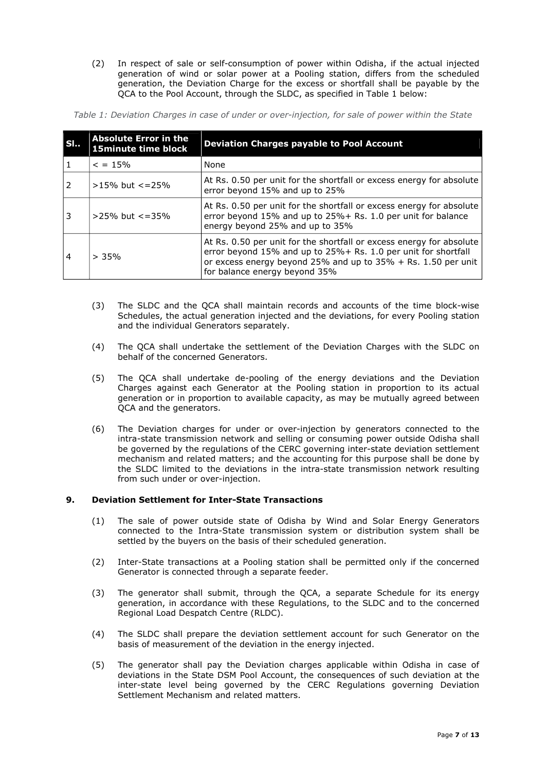(2) In respect of sale or self-consumption of power within Odisha, if the actual injected generation of wind or solar power at a Pooling station, differs from the scheduled generation, the Deviation Charge for the excess or shortfall shall be payable by the QCA to the Pool Account, through the SLDC, as specified in Table 1 below:

*Table 1: Deviation Charges in case of under or over-injection, for sale of power within the State*

| Sl.. | Absolute Error in the 15minute time block | Deviation Charges payable to Pool Account |
|---|---|---|
| 1 | < = 15% | None |
| 2 | >15% but <=25% | At Rs. 0.50 per unit for the shortfall or excess energy for absolute error beyond 15% and up to 25% |
| 3 | >25% but <=35% | At Rs. 0.50 per unit for the shortfall or excess energy for absolute error beyond 15% and up to 25%+ Rs. 1.0 per unit for balance energy beyond 25% and up to 35% |
| 4 | > 35% | At Rs. 0.50 per unit for the shortfall or excess energy for absolute error beyond 15% and up to 25%+ Rs. 1.0 per unit for shortfall or excess energy beyond 25% and up to 35% + Rs. 1.50 per unit for balance energy beyond 35% |

(3) The SLDC and the QCA shall maintain records and accounts of the time block-wise Schedules, the actual generation injected and the deviations, for every Pooling station and the individual Generators separately.

(4) The QCA shall undertake the settlement of the Deviation Charges with the SLDC on behalf of the concerned Generators.

(5) The QCA shall undertake de-pooling of the energy deviations and the Deviation Charges against each Generator at the Pooling station in proportion to its actual generation or in proportion to available capacity, as may be mutually agreed between QCA and the generators.

(6) The Deviation charges for under or over-injection by generators connected to the intra-state transmission network and selling or consuming power outside Odisha shall be governed by the regulations of the CERC governing inter-state deviation settlement mechanism and related matters; and the accounting for this purpose shall be done by the SLDC limited to the deviations in the intra-state transmission network resulting from such under or over-injection.

### 9. Deviation Settlement for Inter-State Transactions

(1) The sale of power outside state of Odisha by Wind and Solar Energy Generators connected to the Intra-State transmission system or distribution system shall be settled by the buyers on the basis of their scheduled generation.

(2) Inter-State transactions at a Pooling station shall be permitted only if the concerned Generator is connected through a separate feeder.

(3) The generator shall submit, through the QCA, a separate Schedule for its energy generation, in accordance with these Regulations, to the SLDC and to the concerned Regional Load Despatch Centre (RLDC).

(4) The SLDC shall prepare the deviation settlement account for such Generator on the basis of measurement of the deviation in the energy injected.

(5) The generator shall pay the Deviation charges applicable within Odisha in case of deviations in the State DSM Pool Account, the consequences of such deviation at the inter-state level being governed by the CERC Regulations governing Deviation Settlement Mechanism and related matters.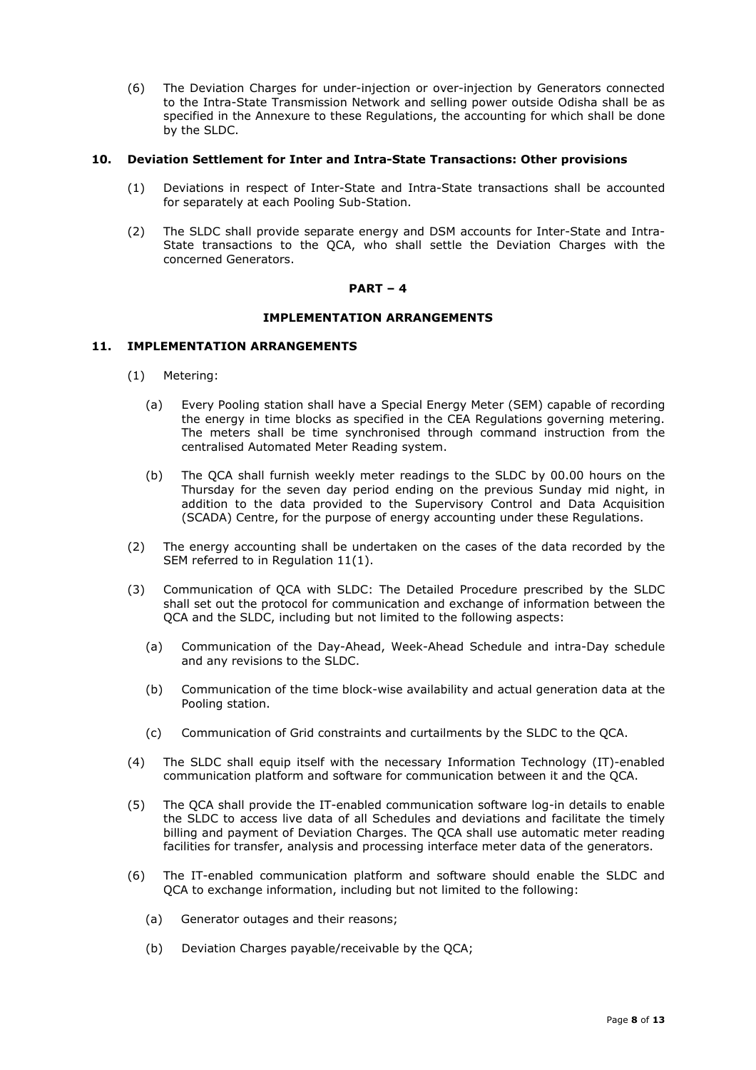(6) The Deviation Charges for under-injection or over-injection by Generators connected to the Intra-State Transmission Network and selling power outside Odisha shall be as specified in the Annexure to these Regulations, the accounting for which shall be done by the SLDC.

## 10. Deviation Settlement for Inter and Intra-State Transactions: Other provisions

(1) Deviations in respect of Inter-State and Intra-State transactions shall be accounted for separately at each Pooling Sub-Station.

(2) The SLDC shall provide separate energy and DSM accounts for Inter-State and Intra-State transactions to the QCA, who shall settle the Deviation Charges with the concerned Generators.

# PART – 4

# IMPLEMENTATION ARRANGEMENTS

## 11. IMPLEMENTATION ARRANGEMENTS

(1) Metering:

(a) Every Pooling station shall have a Special Energy Meter (SEM) capable of recording the energy in time blocks as specified in the CEA Regulations governing metering. The meters shall be time synchronised through command instruction from the centralised Automated Meter Reading system.

(b) The QCA shall furnish weekly meter readings to the SLDC by 00.00 hours on the Thursday for the seven day period ending on the previous Sunday mid night, in addition to the data provided to the Supervisory Control and Data Acquisition (SCADA) Centre, for the purpose of energy accounting under these Regulations.

(2) The energy accounting shall be undertaken on the cases of the data recorded by the SEM referred to in Regulation 11(1).

(3) Communication of QCA with SLDC: The Detailed Procedure prescribed by the SLDC shall set out the protocol for communication and exchange of information between the QCA and the SLDC, including but not limited to the following aspects:

(a) Communication of the Day-Ahead, Week-Ahead Schedule and intra-Day schedule and any revisions to the SLDC.

(b) Communication of the time block-wise availability and actual generation data at the Pooling station.

(c) Communication of Grid constraints and curtailments by the SLDC to the QCA.

(4) The SLDC shall equip itself with the necessary Information Technology (IT)-enabled communication platform and software for communication between it and the QCA.

(5) The QCA shall provide the IT-enabled communication software log-in details to enable the SLDC to access live data of all Schedules and deviations and facilitate the timely billing and payment of Deviation Charges. The QCA shall use automatic meter reading facilities for transfer, analysis and processing interface meter data of the generators.

(6) The IT-enabled communication platform and software should enable the SLDC and QCA to exchange information, including but not limited to the following:

(a) Generator outages and their reasons;

(b) Deviation Charges payable/receivable by the QCA;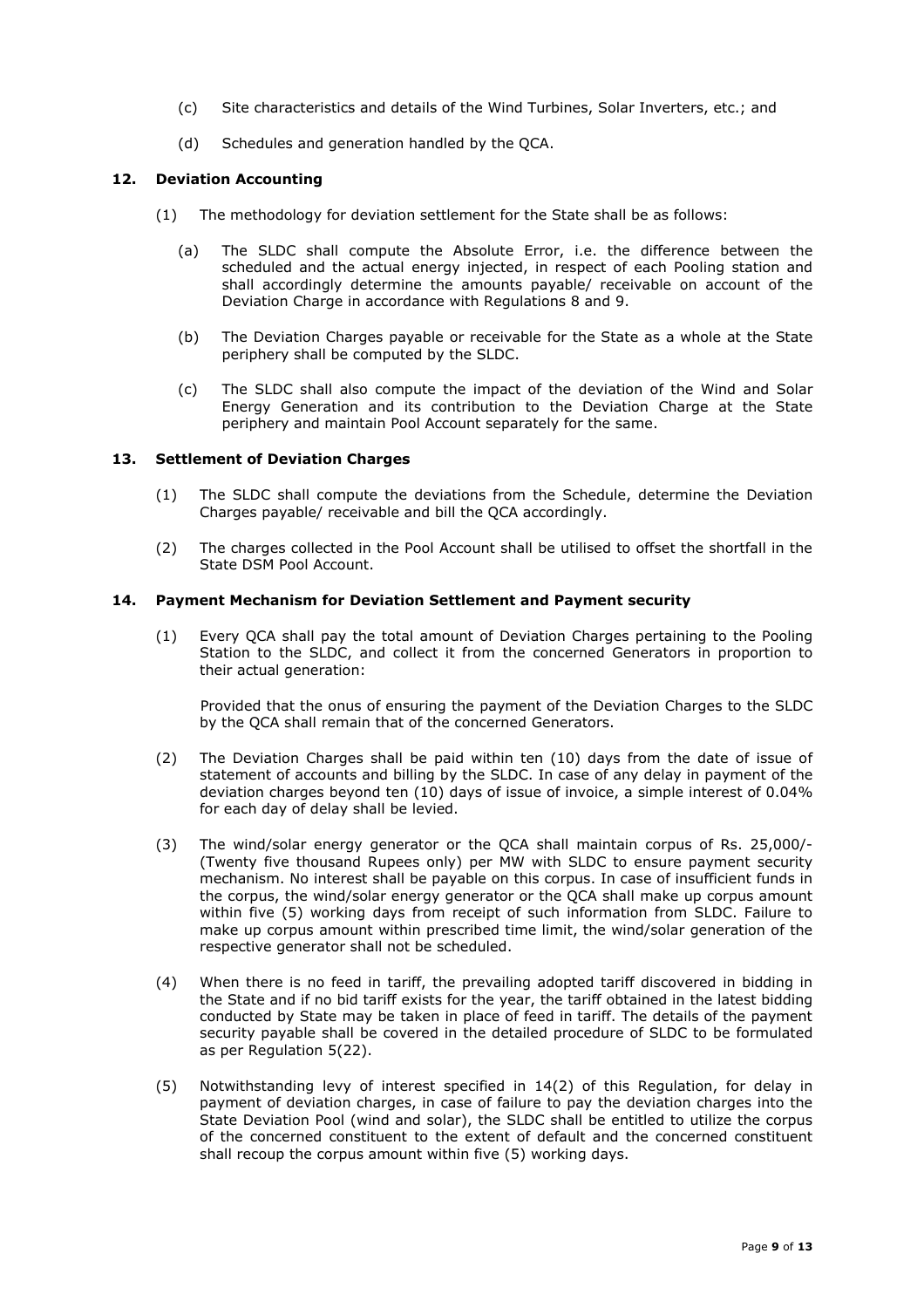(c) Site characteristics and details of the Wind Turbines, Solar Inverters, etc.; and

(d) Schedules and generation handled by the QCA.

### 12. Deviation Accounting

(1) The methodology for deviation settlement for the State shall be as follows:

(a) The SLDC shall compute the Absolute Error, i.e. the difference between the scheduled and the actual energy injected, in respect of each Pooling station and shall accordingly determine the amounts payable/ receivable on account of the Deviation Charge in accordance with Regulations 8 and 9.

(b) The Deviation Charges payable or receivable for the State as a whole at the State periphery shall be computed by the SLDC.

(c) The SLDC shall also compute the impact of the deviation of the Wind and Solar Energy Generation and its contribution to the Deviation Charge at the State periphery and maintain Pool Account separately for the same.

### 13. Settlement of Deviation Charges

(1) The SLDC shall compute the deviations from the Schedule, determine the Deviation Charges payable/ receivable and bill the QCA accordingly.

(2) The charges collected in the Pool Account shall be utilised to offset the shortfall in the State DSM Pool Account.

### 14. Payment Mechanism for Deviation Settlement and Payment security

(1) Every QCA shall pay the total amount of Deviation Charges pertaining to the Pooling Station to the SLDC, and collect it from the concerned Generators in proportion to their actual generation:

Provided that the onus of ensuring the payment of the Deviation Charges to the SLDC by the QCA shall remain that of the concerned Generators.

(2) The Deviation Charges shall be paid within ten (10) days from the date of issue of statement of accounts and billing by the SLDC. In case of any delay in payment of the deviation charges beyond ten (10) days of issue of invoice, a simple interest of 0.04% for each day of delay shall be levied.

(3) The wind/solar energy generator or the QCA shall maintain corpus of Rs. 25,000/- (Twenty five thousand Rupees only) per MW with SLDC to ensure payment security mechanism. No interest shall be payable on this corpus. In case of insufficient funds in the corpus, the wind/solar energy generator or the QCA shall make up corpus amount within five (5) working days from receipt of such information from SLDC. Failure to make up corpus amount within prescribed time limit, the wind/solar generation of the respective generator shall not be scheduled.

(4) When there is no feed in tariff, the prevailing adopted tariff discovered in bidding in the State and if no bid tariff exists for the year, the tariff obtained in the latest bidding conducted by State may be taken in place of feed in tariff. The details of the payment security payable shall be covered in the detailed procedure of SLDC to be formulated as per Regulation 5(22).

(5) Notwithstanding levy of interest specified in 14(2) of this Regulation, for delay in payment of deviation charges, in case of failure to pay the deviation charges into the State Deviation Pool (wind and solar), the SLDC shall be entitled to utilize the corpus of the concerned constituent to the extent of default and the concerned constituent shall recoup the corpus amount within five (5) working days.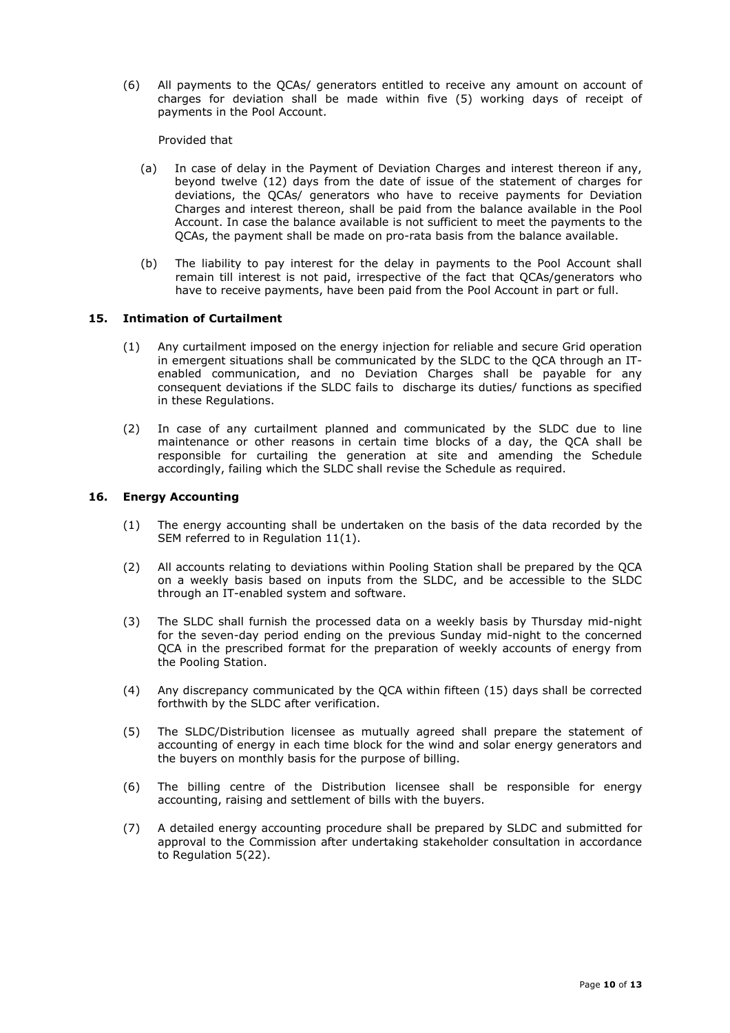(6) All payments to the QCAs/ generators entitled to receive any amount on account of charges for deviation shall be made within five (5) working days of receipt of payments in the Pool Account.

Provided that

(a) In case of delay in the Payment of Deviation Charges and interest thereon if any, beyond twelve (12) days from the date of issue of the statement of charges for deviations, the QCAs/ generators who have to receive payments for Deviation Charges and interest thereon, shall be paid from the balance available in the Pool Account. In case the balance available is not sufficient to meet the payments to the QCAs, the payment shall be made on pro-rata basis from the balance available.

(b) The liability to pay interest for the delay in payments to the Pool Account shall remain till interest is not paid, irrespective of the fact that QCAs/generators who have to receive payments, have been paid from the Pool Account in part or full.

## 15. Intimation of Curtailment

(1) Any curtailment imposed on the energy injection for reliable and secure Grid operation in emergent situations shall be communicated by the SLDC to the QCA through an IT-enabled communication, and no Deviation Charges shall be payable for any consequent deviations if the SLDC fails to discharge its duties/ functions as specified in these Regulations.

(2) In case of any curtailment planned and communicated by the SLDC due to line maintenance or other reasons in certain time blocks of a day, the QCA shall be responsible for curtailing the generation at site and amending the Schedule accordingly, failing which the SLDC shall revise the Schedule as required.

## 16. Energy Accounting

(1) The energy accounting shall be undertaken on the basis of the data recorded by the SEM referred to in Regulation 11(1).

(2) All accounts relating to deviations within Pooling Station shall be prepared by the QCA on a weekly basis based on inputs from the SLDC, and be accessible to the SLDC through an IT-enabled system and software.

(3) The SLDC shall furnish the processed data on a weekly basis by Thursday mid-night for the seven-day period ending on the previous Sunday mid-night to the concerned QCA in the prescribed format for the preparation of weekly accounts of energy from the Pooling Station.

(4) Any discrepancy communicated by the QCA within fifteen (15) days shall be corrected forthwith by the SLDC after verification.

(5) The SLDC/Distribution licensee as mutually agreed shall prepare the statement of accounting of energy in each time block for the wind and solar energy generators and the buyers on monthly basis for the purpose of billing.

(6) The billing centre of the Distribution licensee shall be responsible for energy accounting, raising and settlement of bills with the buyers.

(7) A detailed energy accounting procedure shall be prepared by SLDC and submitted for approval to the Commission after undertaking stakeholder consultation in accordance to Regulation 5(22).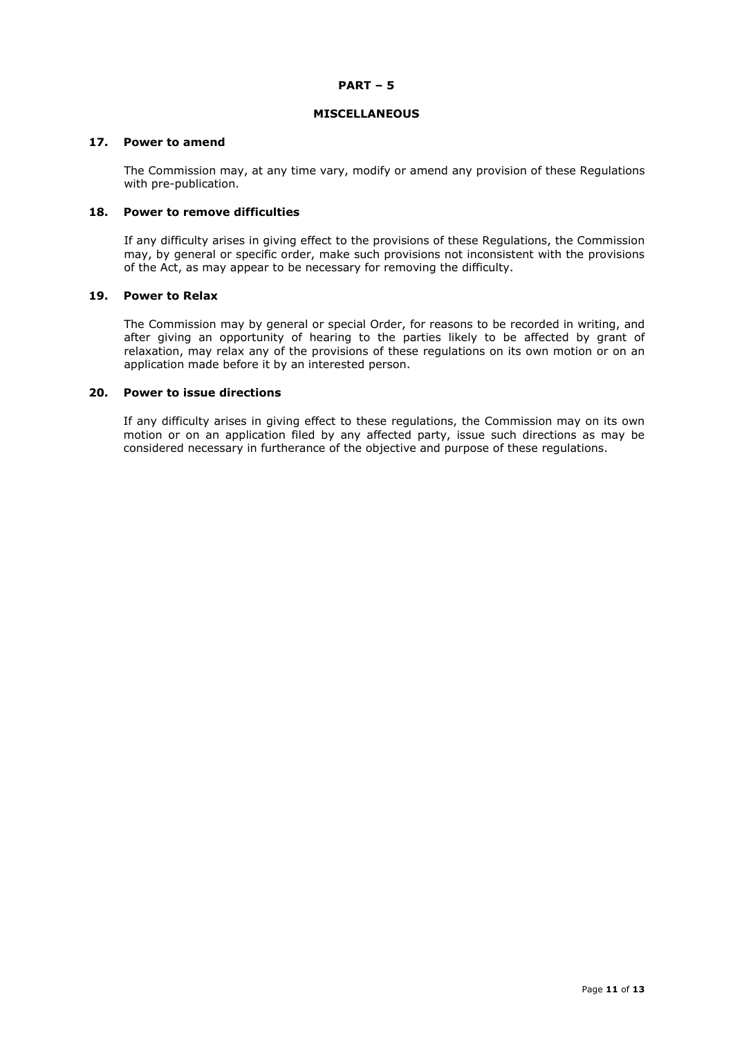## PART – 5

## MISCELLANEOUS

### 17. Power to amend

The Commission may, at any time vary, modify or amend any provision of these Regulations with pre-publication.

### 18. Power to remove difficulties

If any difficulty arises in giving effect to the provisions of these Regulations, the Commission may, by general or specific order, make such provisions not inconsistent with the provisions of the Act, as may appear to be necessary for removing the difficulty.

### 19. Power to Relax

The Commission may by general or special Order, for reasons to be recorded in writing, and after giving an opportunity of hearing to the parties likely to be affected by grant of relaxation, may relax any of the provisions of these regulations on its own motion or on an application made before it by an interested person.

### 20. Power to issue directions

If any difficulty arises in giving effect to these regulations, the Commission may on its own motion or on an application filed by any affected party, issue such directions as may be considered necessary in furtherance of the objective and purpose of these regulations.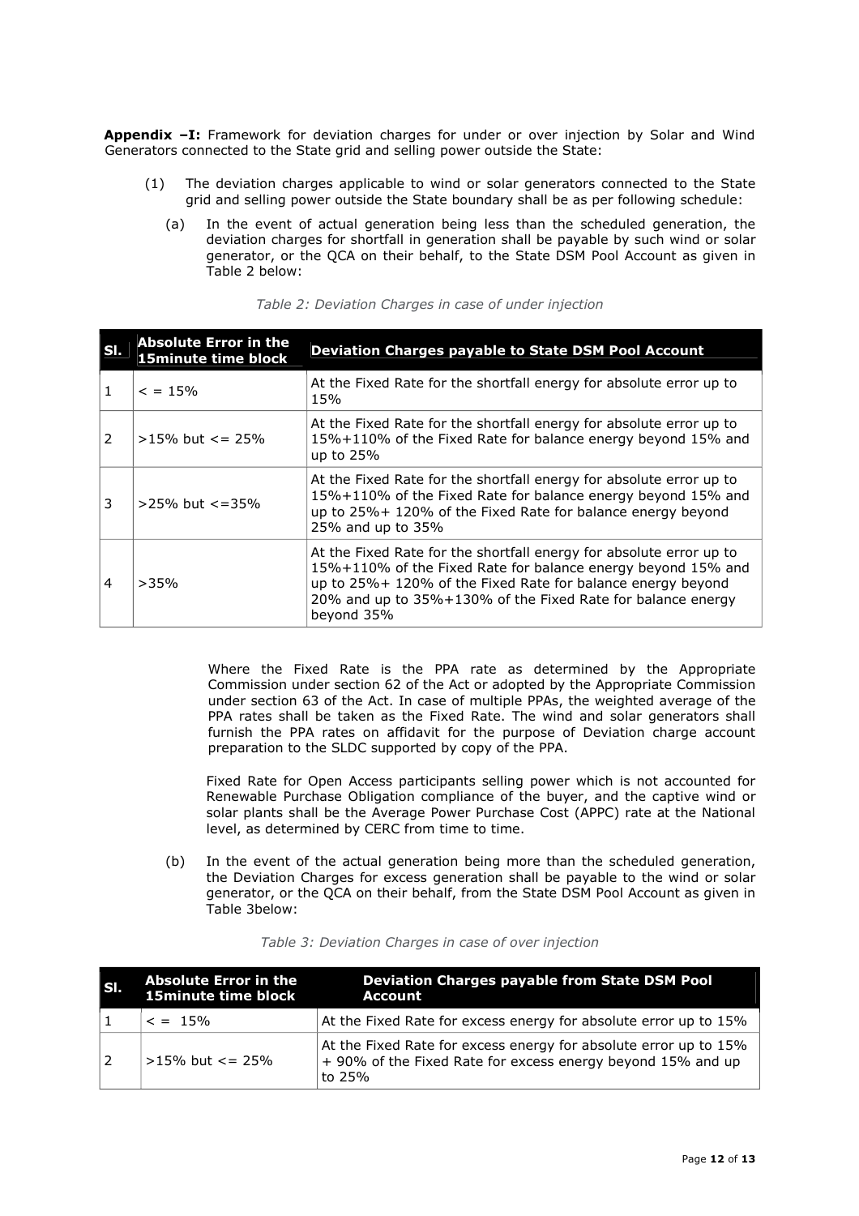**Appendix –I:** Framework for deviation charges for under or over injection by Solar and Wind Generators connected to the State grid and selling power outside the State:

(1) The deviation charges applicable to wind or solar generators connected to the State grid and selling power outside the State boundary shall be as per following schedule:

(a) In the event of actual generation being less than the scheduled generation, the deviation charges for shortfall in generation shall be payable by such wind or solar generator, or the QCA on their behalf, to the State DSM Pool Account as given in Table 2 below:

*Table 2: Deviation Charges in case of under injection*

| Sl. | Absolute Error in the 15minute time block | Deviation Charges payable to State DSM Pool Account |
|---|---|---|
| 1 | < = 15% | At the Fixed Rate for the shortfall energy for absolute error up to 15% |
| 2 | >15% but <= 25% | At the Fixed Rate for the shortfall energy for absolute error up to 15%+110% of the Fixed Rate for balance energy beyond 15% and up to 25% |
| 3 | >25% but <=35% | At the Fixed Rate for the shortfall energy for absolute error up to 15%+110% of the Fixed Rate for balance energy beyond 15% and up to 25%+ 120% of the Fixed Rate for balance energy beyond 25% and up to 35% |
| 4 | >35% | At the Fixed Rate for the shortfall energy for absolute error up to 15%+110% of the Fixed Rate for balance energy beyond 15% and up to 25%+ 120% of the Fixed Rate for balance energy beyond 20% and up to 35%+130% of the Fixed Rate for balance energy beyond 35% |

Where the Fixed Rate is the PPA rate as determined by the Appropriate Commission under section 62 of the Act or adopted by the Appropriate Commission under section 63 of the Act. In case of multiple PPAs, the weighted average of the PPA rates shall be taken as the Fixed Rate. The wind and solar generators shall furnish the PPA rates on affidavit for the purpose of Deviation charge account preparation to the SLDC supported by copy of the PPA.

Fixed Rate for Open Access participants selling power which is not accounted for Renewable Purchase Obligation compliance of the buyer, and the captive wind or solar plants shall be the Average Power Purchase Cost (APPC) rate at the National level, as determined by CERC from time to time.

(b) In the event of the actual generation being more than the scheduled generation, the Deviation Charges for excess generation shall be payable to the wind or solar generator, or the QCA on their behalf, from the State DSM Pool Account as given in Table 3below:

*Table 3: Deviation Charges in case of over injection*

| Sl. | Absolute Error in the 15minute time block | Deviation Charges payable from State DSM Pool Account |
|---|---|---|
| 1 | < = 15% | At the Fixed Rate for excess energy for absolute error up to 15% |
| 2 | >15% but <= 25% | At the Fixed Rate for excess energy for absolute error up to 15% + 90% of the Fixed Rate for excess energy beyond 15% and up to 25% |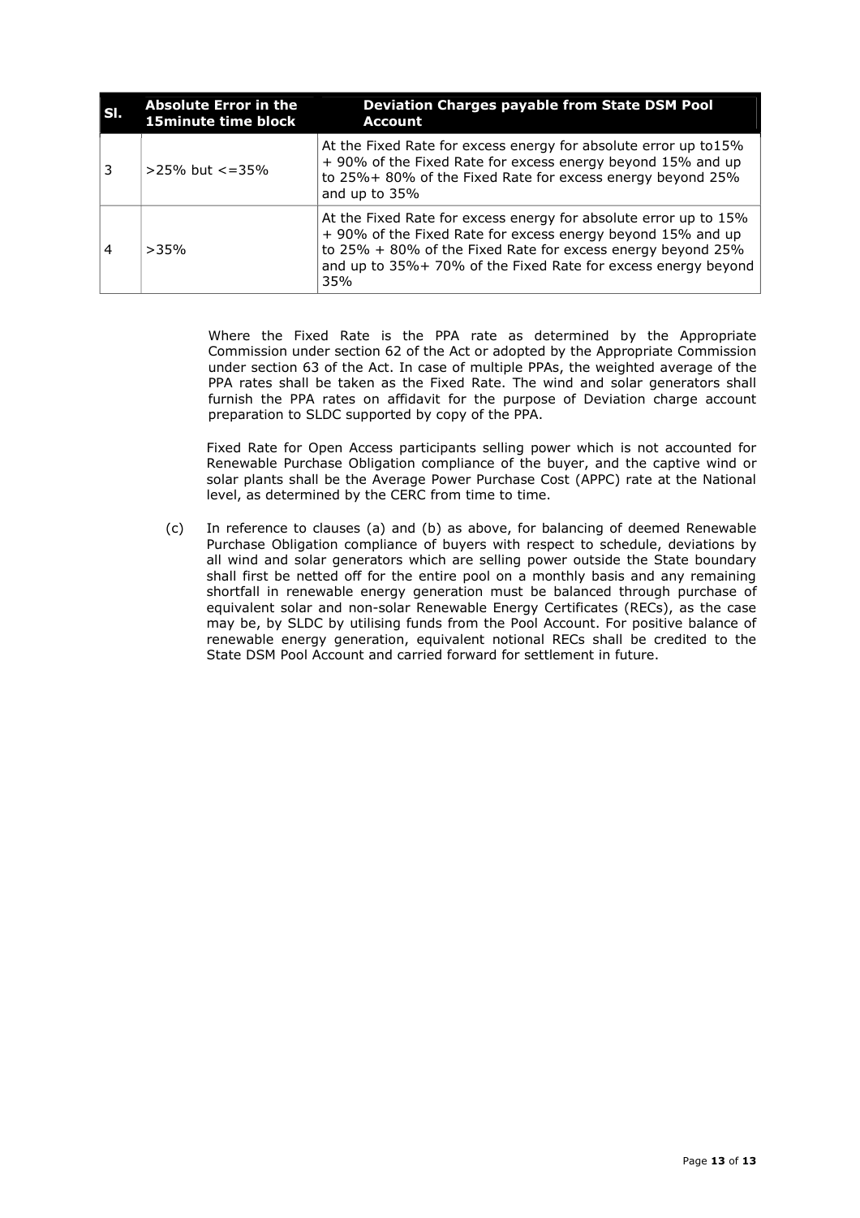| Sl. | Absolute Error in the 15minute time block | Deviation Charges payable from State DSM Pool Account |
|---|---|---|
| 3 | >25% but <=35% | At the Fixed Rate for excess energy for absolute error up to15% + 90% of the Fixed Rate for excess energy beyond 15% and up to 25%+ 80% of the Fixed Rate for excess energy beyond 25% and up to 35% |
| 4 | >35% | At the Fixed Rate for excess energy for absolute error up to 15% + 90% of the Fixed Rate for excess energy beyond 15% and up to 25% + 80% of the Fixed Rate for excess energy beyond 25% and up to 35%+ 70% of the Fixed Rate for excess energy beyond 35% |

Where the Fixed Rate is the PPA rate as determined by the Appropriate Commission under section 62 of the Act or adopted by the Appropriate Commission under section 63 of the Act. In case of multiple PPAs, the weighted average of the PPA rates shall be taken as the Fixed Rate. The wind and solar generators shall furnish the PPA rates on affidavit for the purpose of Deviation charge account preparation to SLDC supported by copy of the PPA.

Fixed Rate for Open Access participants selling power which is not accounted for Renewable Purchase Obligation compliance of the buyer, and the captive wind or solar plants shall be the Average Power Purchase Cost (APPC) rate at the National level, as determined by the CERC from time to time.

(c) In reference to clauses (a) and (b) as above, for balancing of deemed Renewable Purchase Obligation compliance of buyers with respect to schedule, deviations by all wind and solar generators which are selling power outside the State boundary shall first be netted off for the entire pool on a monthly basis and any remaining shortfall in renewable energy generation must be balanced through purchase of equivalent solar and non-solar Renewable Energy Certificates (RECs), as the case may be, by SLDC by utilising funds from the Pool Account. For positive balance of renewable energy generation, equivalent notional RECs shall be credited to the State DSM Pool Account and carried forward for settlement in future.